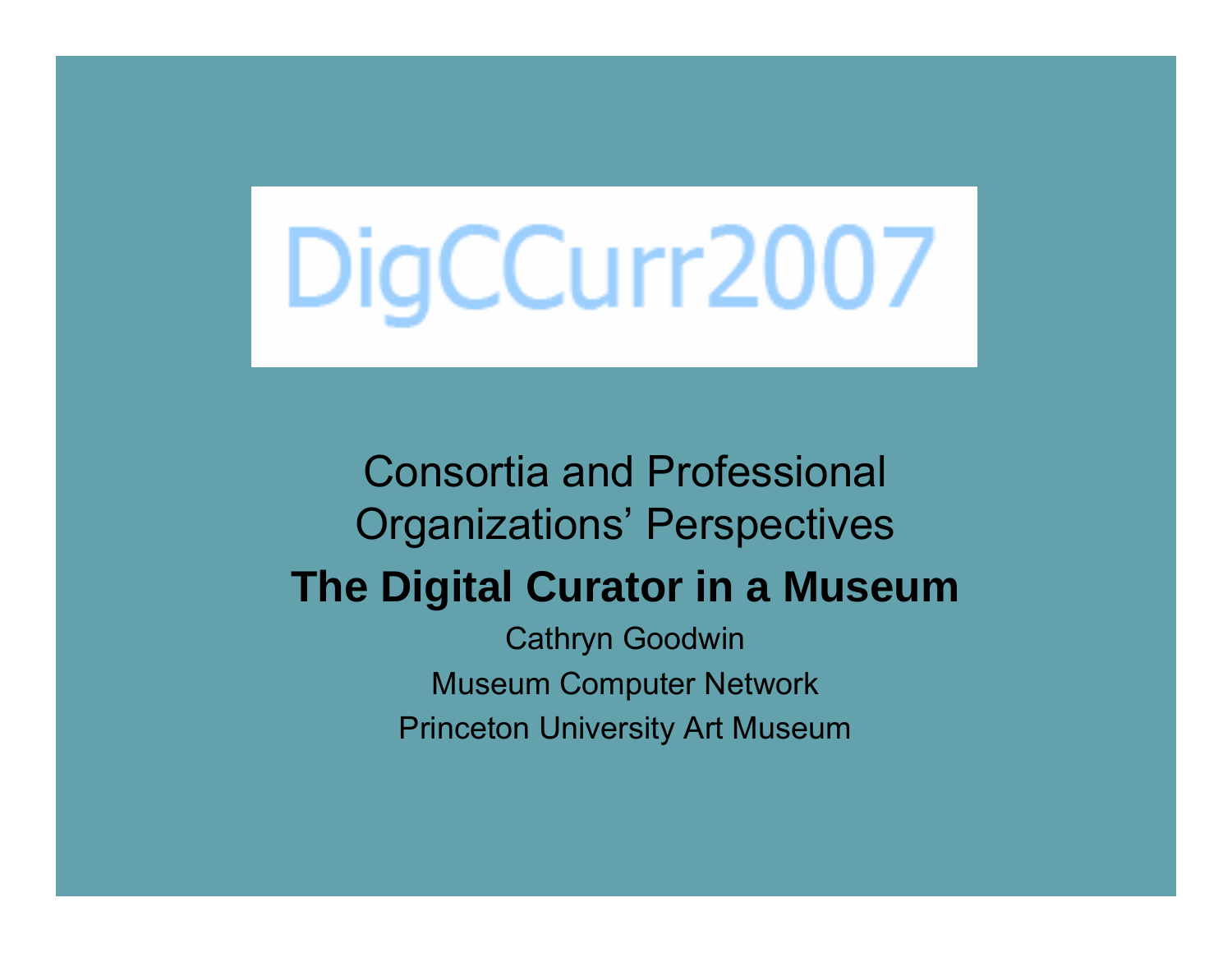# DigCCurr2007

Consortia and Professional Organizations' Perspectives

## The Digital Curator in a Museum

Cathryn Goodwin

Museum Computer Network

Princeton University Art Museum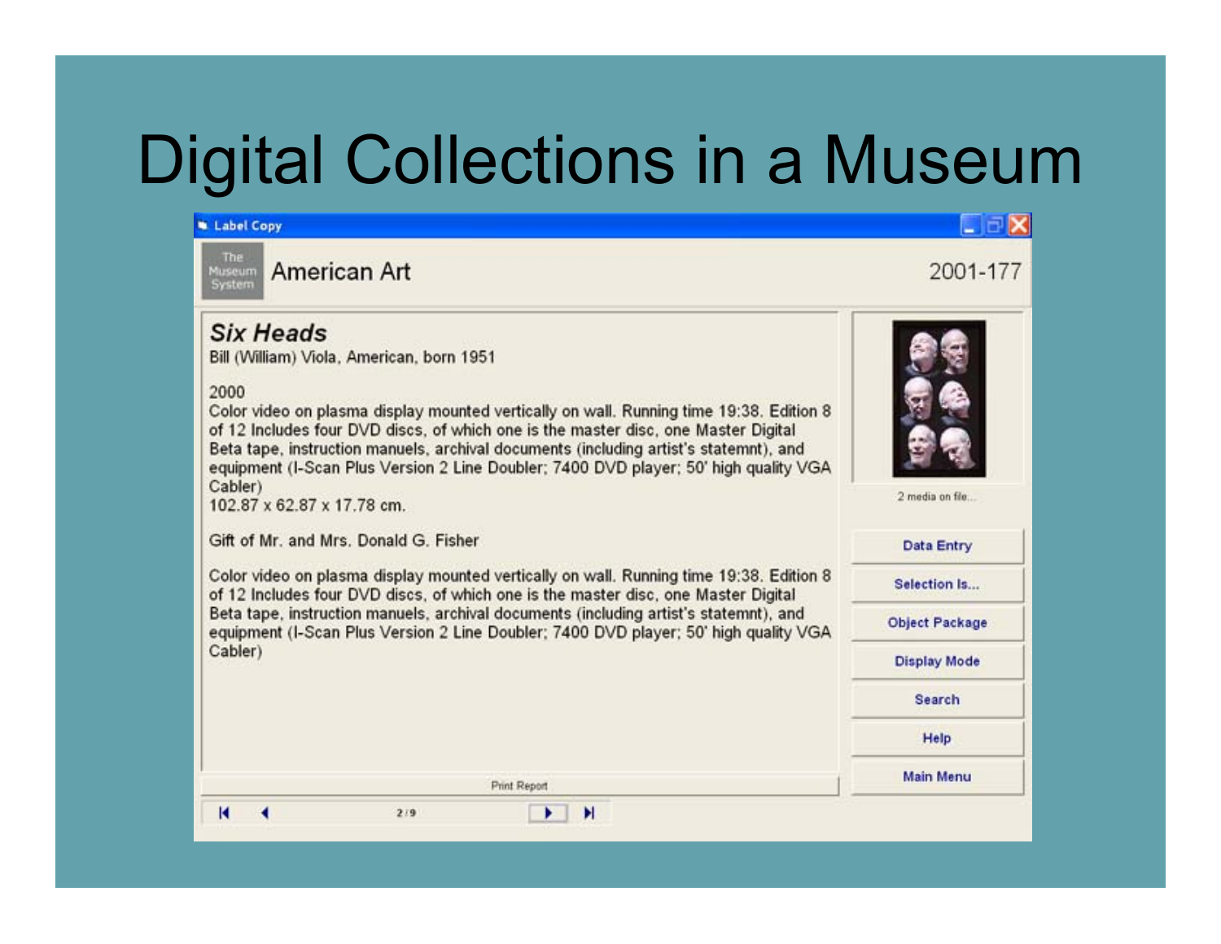# Digital Collections in a Museum

Label Copy

The Museum System

American Art

2001-177

***Six Heads***

Bill (William) Viola, American, born 1951

2000

Color video on plasma display mounted vertically on wall. Running time 19:38. Edition 8 of 12 Includes four DVD discs, of which one is the master disc, one Master Digital Beta tape, instruction manuels, archival documents (including artist's statemnt), and equipment (I-Scan Plus Version 2 Line Doubler; 7400 DVD player; 50' high quality VGA Cabler)

102.87 x 62.87 x 17.78 cm.

Gift of Mr. and Mrs. Donald G. Fisher

Color video on plasma display mounted vertically on wall. Running time 19:38. Edition 8 of 12 Includes four DVD discs, of which one is the master disc, one Master Digital Beta tape, instruction manuels, archival documents (including artist's statemnt), and equipment (I-Scan Plus Version 2 Line Doubler; 7400 DVD player; 50' high quality VGA Cabler)

2 media on file...

- Data Entry
- Selection Is...
- Object Package
- Display Mode
- Search
- Help
- Main Menu

Print Report

2 / 9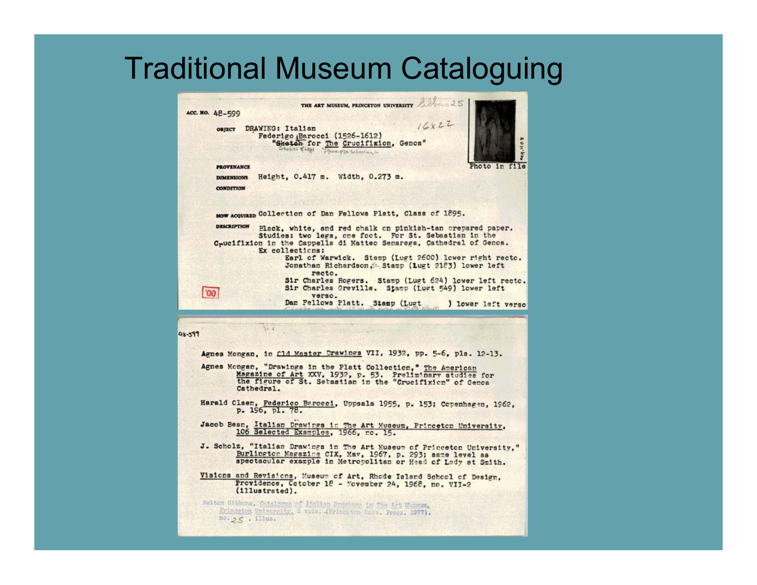# Traditional Museum Cataloguing

THE ART MUSEUM, PRINCETON UNIVERSITY Gibbons 25

ACC. NO. 48-599

OBJECT DRAWING: Italian
Federigo Barocci (1526-1612)
"Sketch for The Crucifixion, Genoa"
Studies of Legs "Figure of St. Sebastian in

16 x 22

Photo in file

PROVENANCE

DIMENSIONS Height, 0.417 m. Width, 0.273 m.

CONDITION

HOW ACQUIRED Collection of Dan Fellows Platt, Class of 1895.

DESCRIPTION Black, white, and red chalk on pinkish-tan prepared paper. Studies: two legs, one foot. For St. Sebastian in the Crucifixion in the Cappella di Matteo Senarega, Cathedral of Genoa.
Ex collections:
Earl of Warwick. Stamp (Lugt 2600) lower right recto.
Jonathan Richardson, Sr. Stamp (Lugt 2183) lower left recto.
Sir Charles Rogers. Stamp (Lugt 624) lower left recto.
Sir Charles Greville. Stamp (Lugt 549) lower left verso.
Dan Fellows Platt. Stamp (Lugt ) lower left verso

'00

48-599

Agnes Mongan, in Old Master Drawings VII, 1932, pp. 5-6, pls. 12-13.

Agnes Mongan, "Drawings in the Platt Collection," The American Magazine of Art XXV, 1932, p. 53. Preliminary studies for the figure of St. Sebastian in the "Crucifixion" of Genoa Cathedral.

Harald Olsen, Federico Barocci, Uppsala 1955, p. 153; Copenhagen, 1962, p. 196, pl. 78.

Jacob Bean, Italian Drawings in The Art Museum, Princeton University, 106 Selected Examples, 1966, no. 15.

J. Scholz, "Italian Drawings in The Art Museum of Princeton University," Burlington Magazine CIX, May, 1967, p. 293; same level as spectacular example in Metropolitan or Head of Lady at Smith.

Visions and Revisions, Museum of Art, Rhode Island School of Design, Providence, October 18 - November 24, 1968, no. VII-2 (illustrated).

Felton Gibbons, Catalogue of Italian Drawings in The Art Museum, Princeton University, 2 vols. (Princeton Univ. Press, 1977), no. 25, illus.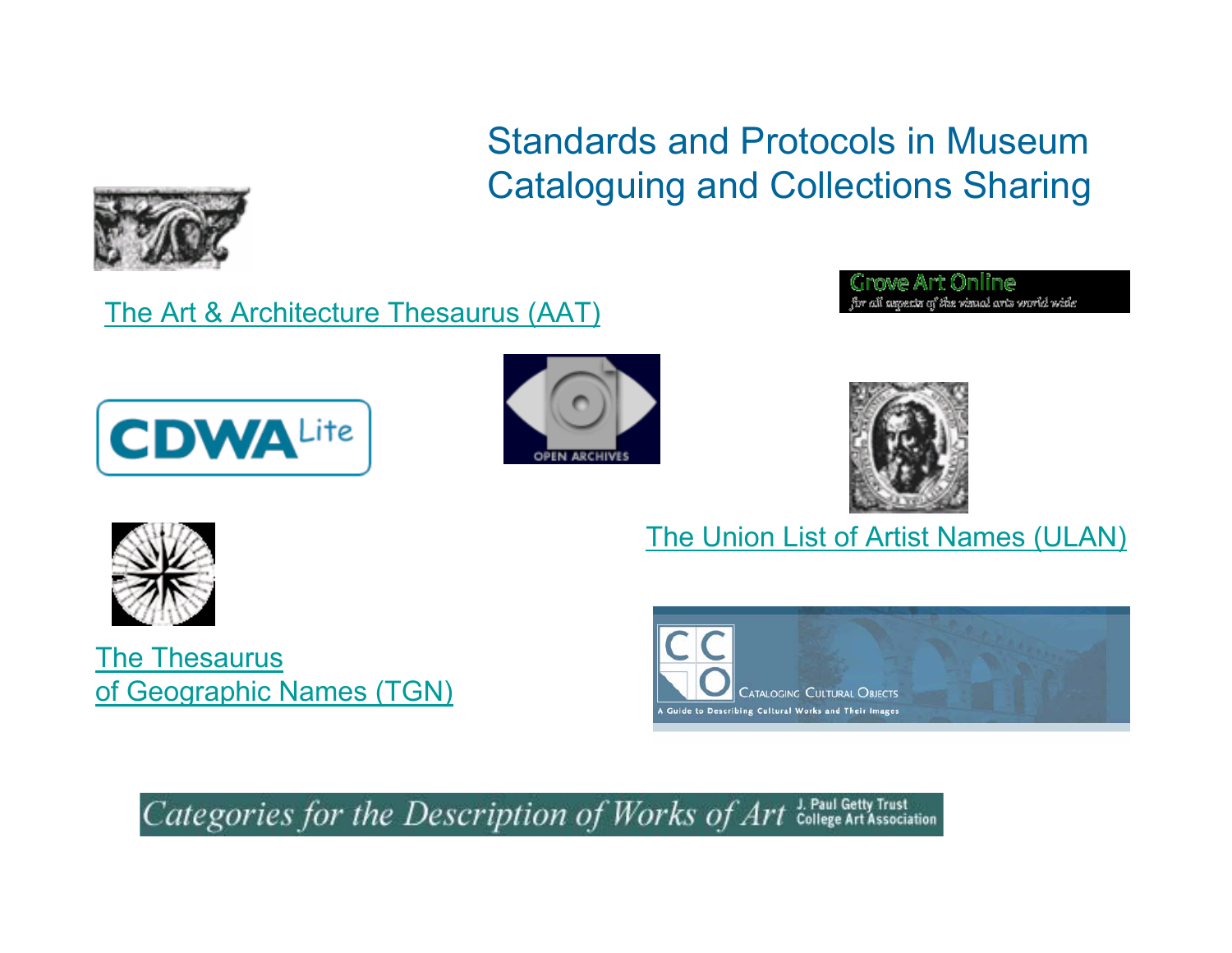# Standards and Protocols in Museum Cataloguing and Collections Sharing

The Art & Architecture Thesaurus (AAT)

The Union List of Artist Names (ULAN)

The Thesaurus of Geographic Names (TGN)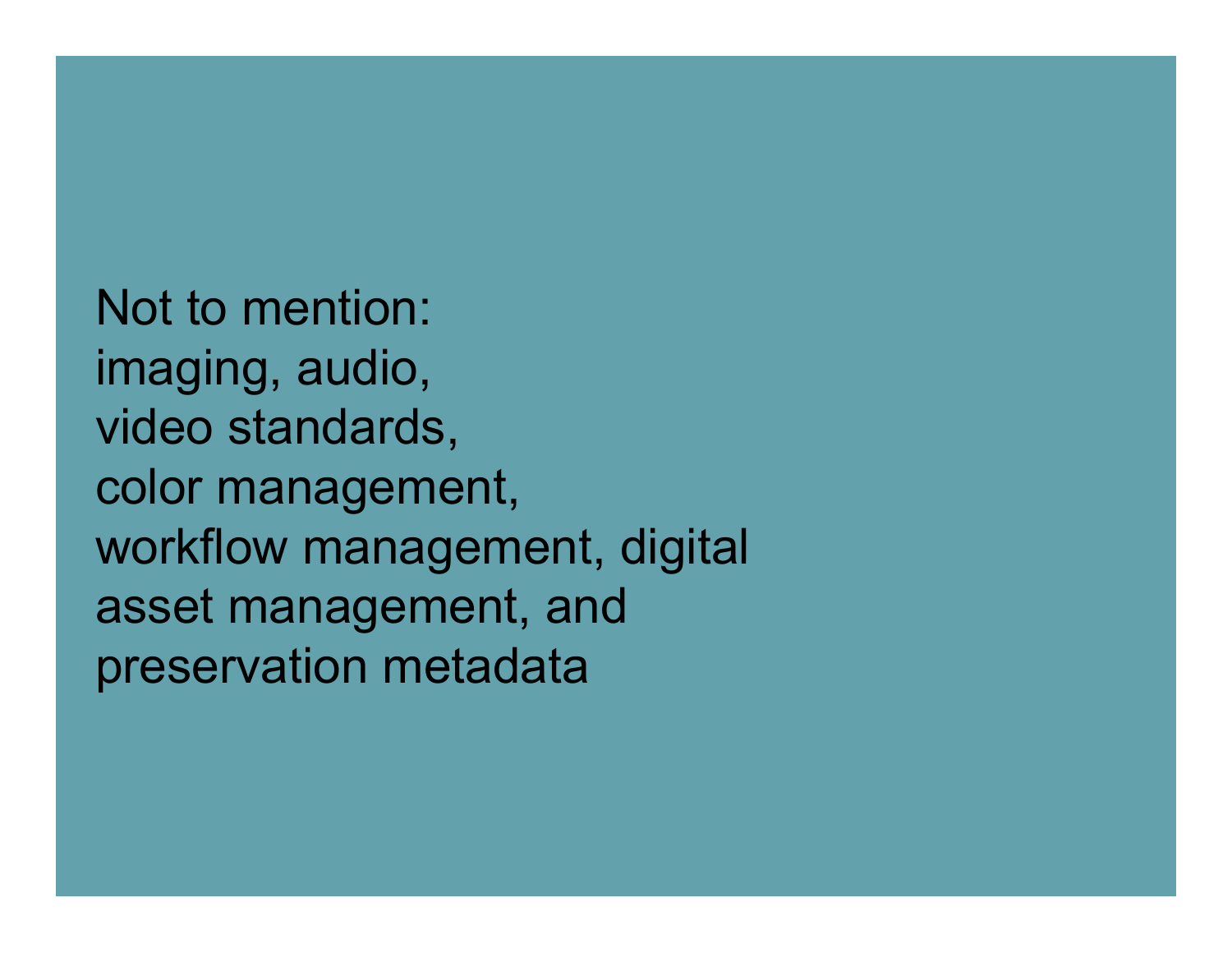Not to mention:
imaging, audio,
video standards,
color management,
workflow management, digital
asset management, and
preservation metadata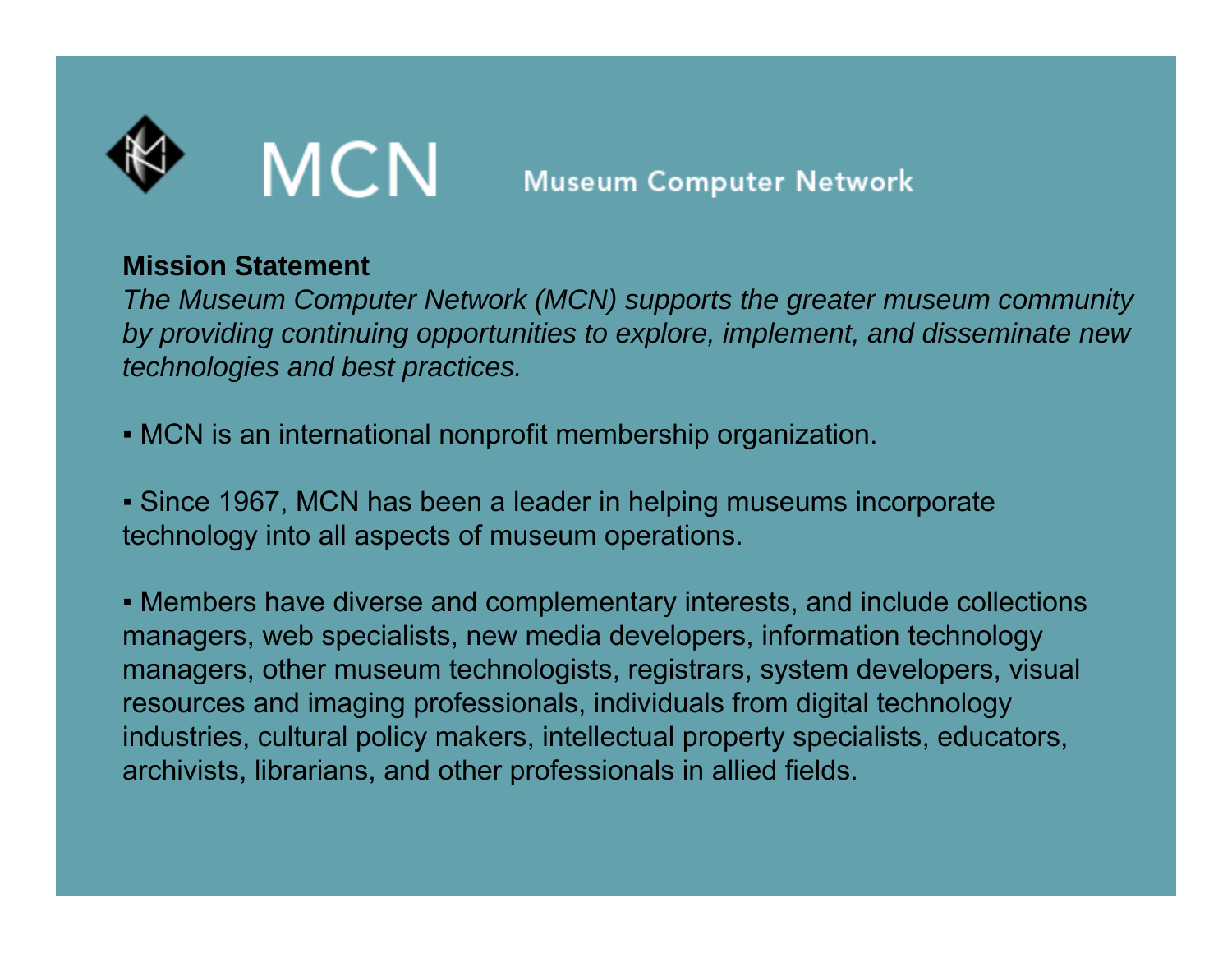# MCN Museum Computer Network

**Mission Statement**

*The Museum Computer Network (MCN) supports the greater museum community by providing continuing opportunities to explore, implement, and disseminate new technologies and best practices.*

- MCN is an international nonprofit membership organization.

- Since 1967, MCN has been a leader in helping museums incorporate technology into all aspects of museum operations.

- Members have diverse and complementary interests, and include collections managers, web specialists, new media developers, information technology managers, other museum technologists, registrars, system developers, visual resources and imaging professionals, individuals from digital technology industries, cultural policy makers, intellectual property specialists, educators, archivists, librarians, and other professionals in allied fields.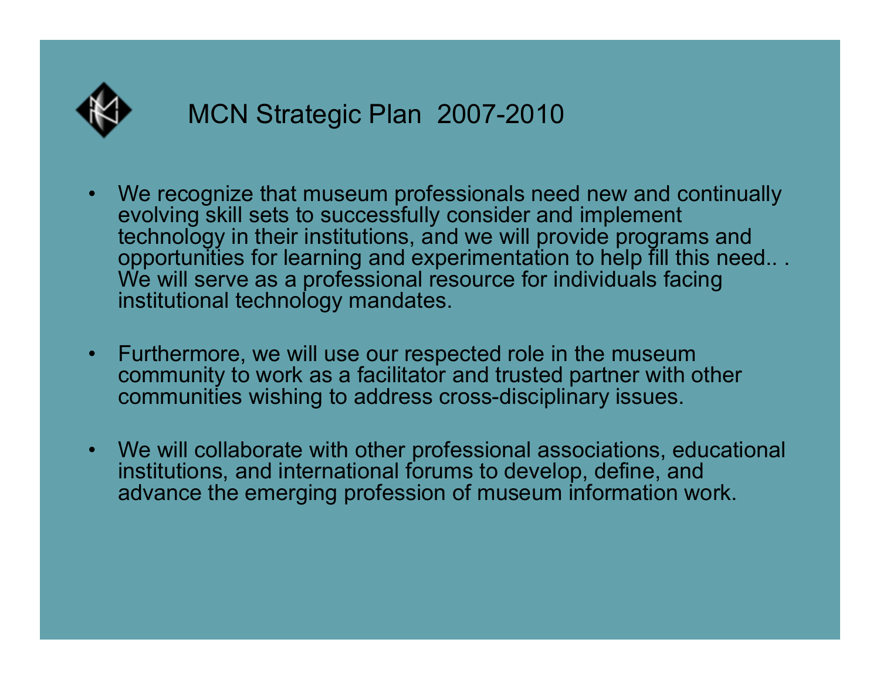# MCN Strategic Plan 2007-2010

- We recognize that museum professionals need new and continually evolving skill sets to successfully consider and implement technology in their institutions, and we will provide programs and opportunities for learning and experimentation to help fill this need.. . We will serve as a professional resource for individuals facing institutional technology mandates.
- Furthermore, we will use our respected role in the museum community to work as a facilitator and trusted partner with other communities wishing to address cross-disciplinary issues.
- We will collaborate with other professional associations, educational institutions, and international forums to develop, define, and advance the emerging profession of museum information work.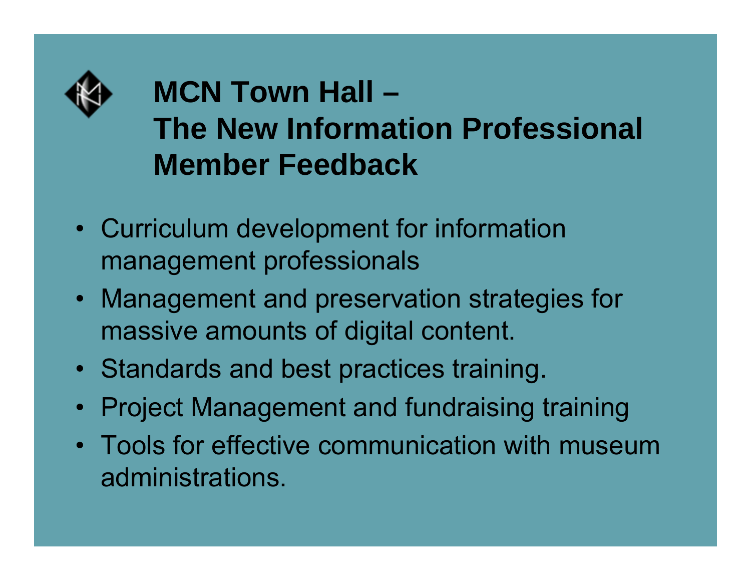# MCN Town Hall – The New Information Professional Member Feedback

- Curriculum development for information management professionals
- Management and preservation strategies for massive amounts of digital content.
- Standards and best practices training.
- Project Management and fundraising training
- Tools for effective communication with museum administrations.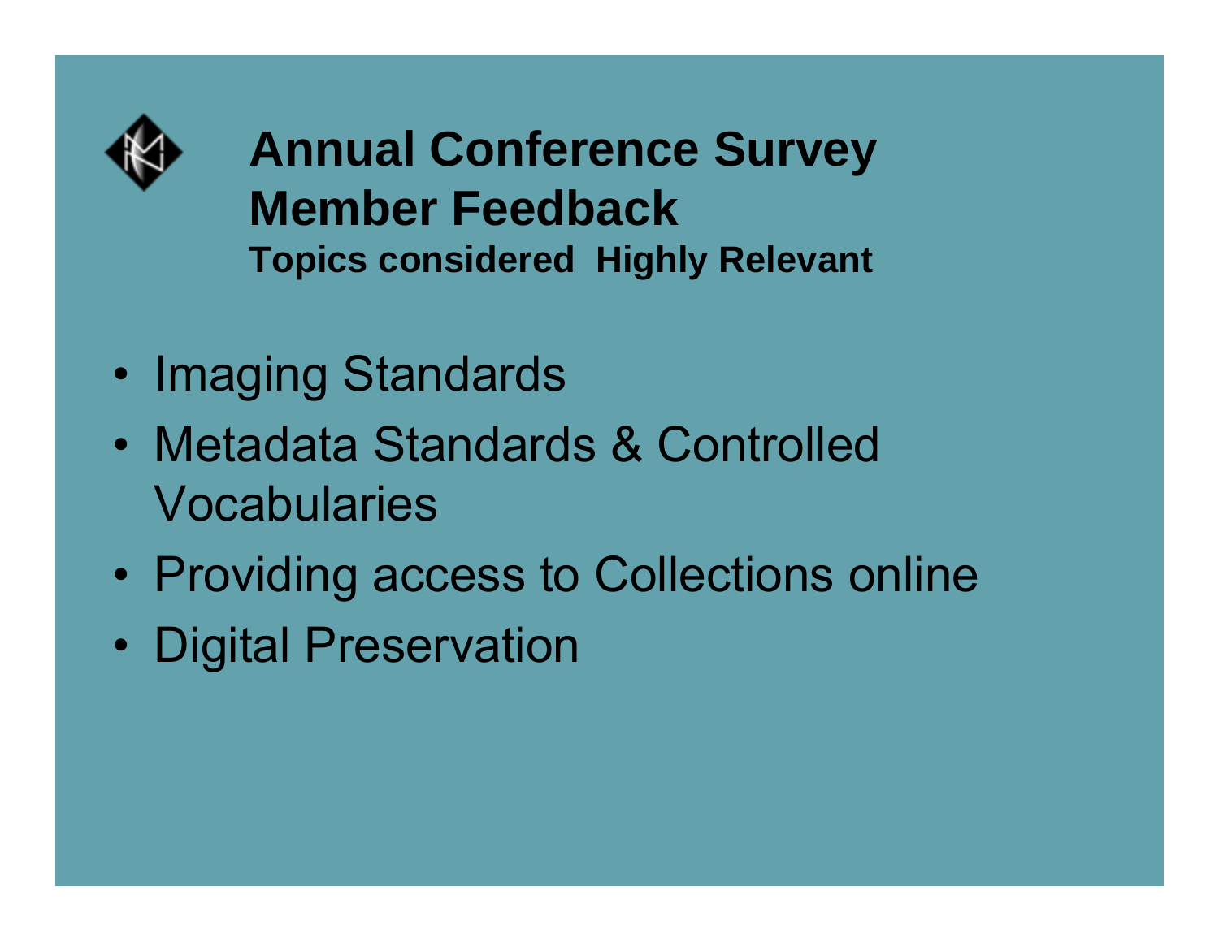# Annual Conference Survey Member Feedback

### Topics considered Highly Relevant

- Imaging Standards
- Metadata Standards & Controlled Vocabularies
- Providing access to Collections online
- Digital Preservation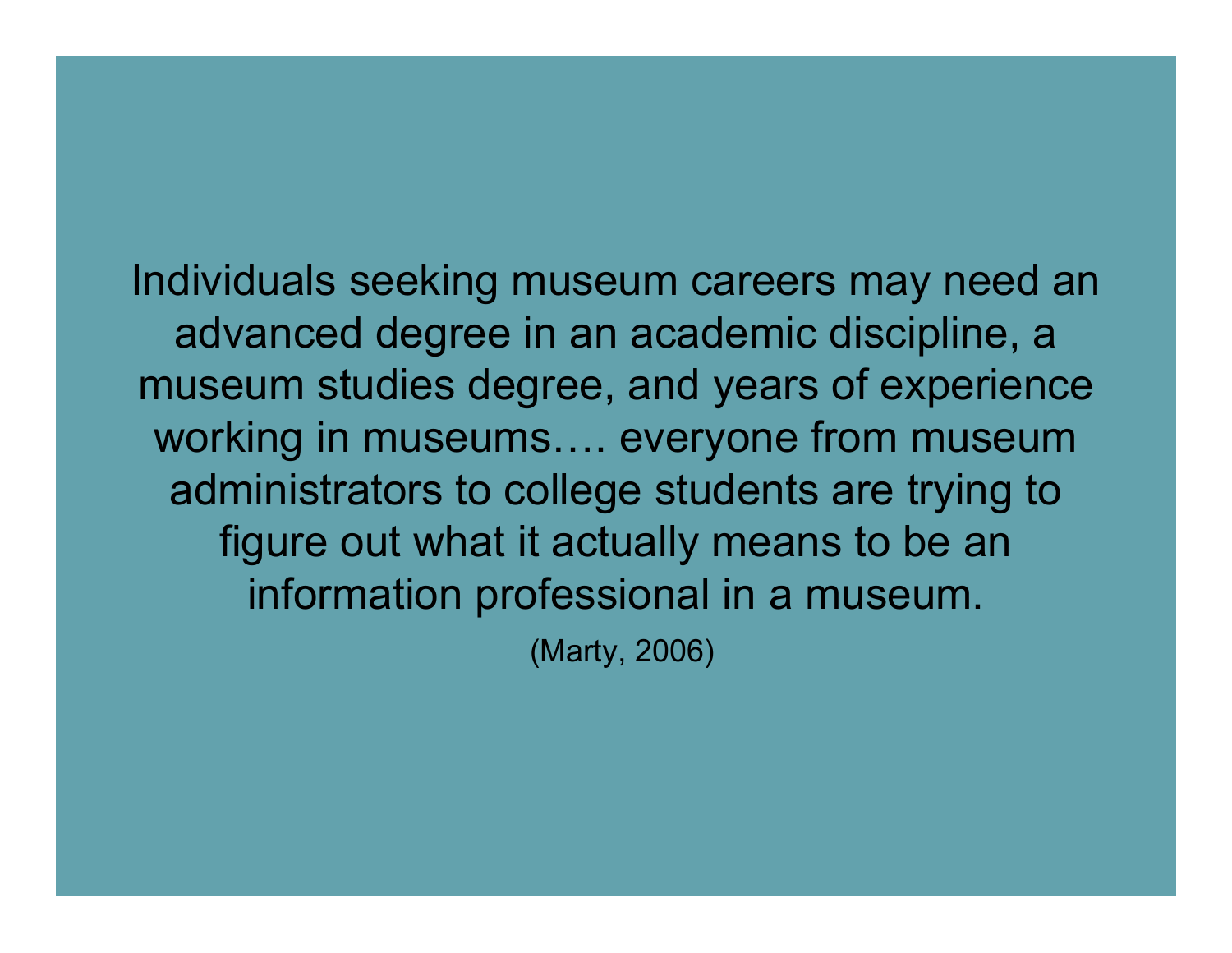Individuals seeking museum careers may need an advanced degree in an academic discipline, a museum studies degree, and years of experience working in museums…. everyone from museum administrators to college students are trying to figure out what it actually means to be an information professional in a museum.

(Marty, 2006)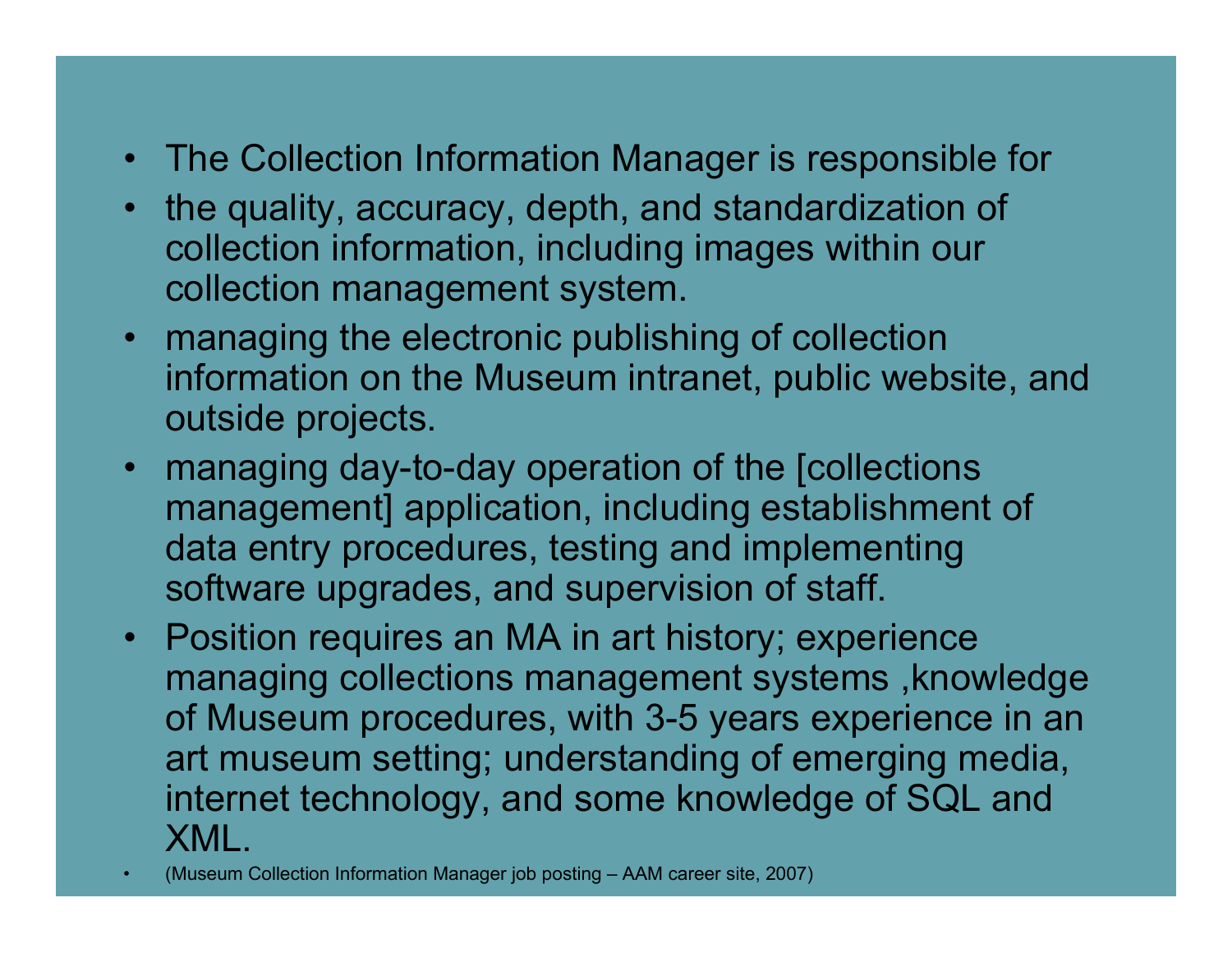- The Collection Information Manager is responsible for
- the quality, accuracy, depth, and standardization of collection information, including images within our collection management system.
- managing the electronic publishing of collection information on the Museum intranet, public website, and outside projects.
- managing day-to-day operation of the [collections management] application, including establishment of data entry procedures, testing and implementing software upgrades, and supervision of staff.
- Position requires an MA in art history; experience managing collections management systems ,knowledge of Museum procedures, with 3-5 years experience in an art museum setting; understanding of emerging media, internet technology, and some knowledge of SQL and XML.
- (Museum Collection Information Manager job posting – AAM career site, 2007)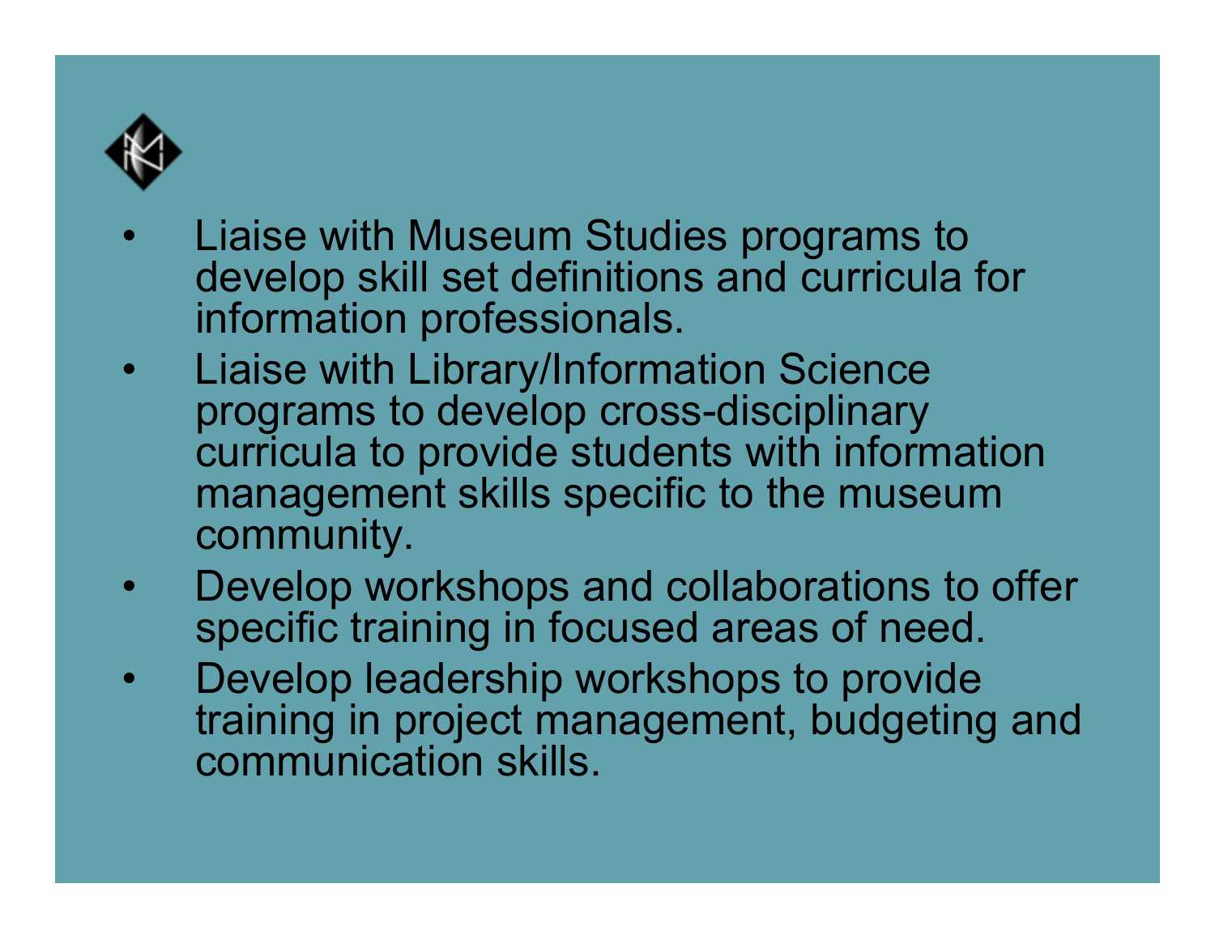- Liaise with Museum Studies programs to develop skill set definitions and curricula for information professionals.
- Liaise with Library/Information Science programs to develop cross-disciplinary curricula to provide students with information management skills specific to the museum community.
- Develop workshops and collaborations to offer specific training in focused areas of need.
- Develop leadership workshops to provide training in project management, budgeting and communication skills.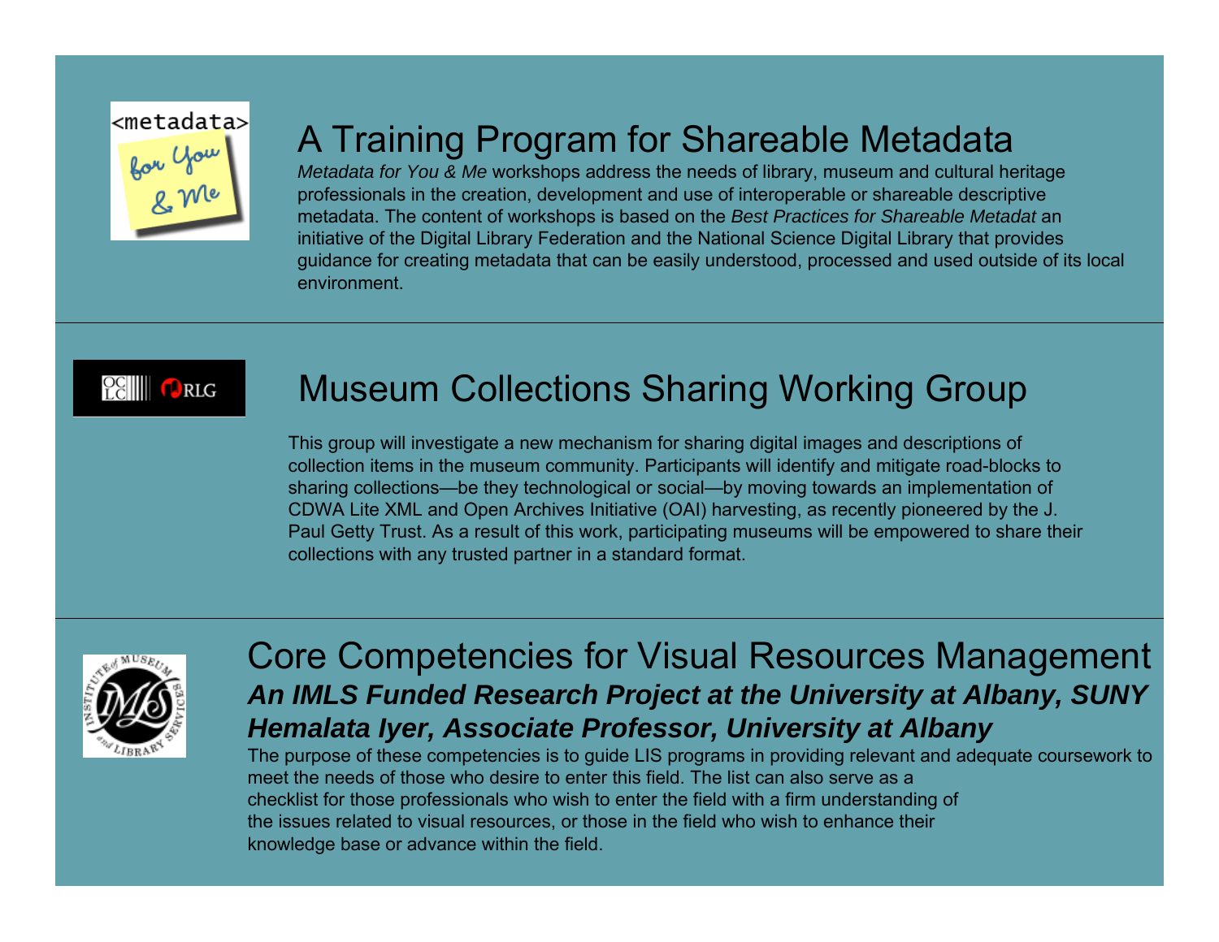## A Training Program for Shareable Metadata

*Metadata for You & Me* workshops address the needs of library, museum and cultural heritage professionals in the creation, development and use of interoperable or shareable descriptive metadata. The content of workshops is based on the *Best Practices for Shareable Metadat* an initiative of the Digital Library Federation and the National Science Digital Library that provides guidance for creating metadata that can be easily understood, processed and used outside of its local environment.

## Museum Collections Sharing Working Group

This group will investigate a new mechanism for sharing digital images and descriptions of collection items in the museum community. Participants will identify and mitigate road-blocks to sharing collections—be they technological or social—by moving towards an implementation of CDWA Lite XML and Open Archives Initiative (OAI) harvesting, as recently pioneered by the J. Paul Getty Trust. As a result of this work, participating museums will be empowered to share their collections with any trusted partner in a standard format.

## Core Competencies for Visual Resources Management

***An IMLS Funded Research Project at the University at Albany, SUNY***

***Hemalata Iyer, Associate Professor, University at Albany***

The purpose of these competencies is to guide LIS programs in providing relevant and adequate coursework to meet the needs of those who desire to enter this field. The list can also serve as a checklist for those professionals who wish to enter the field with a firm understanding of the issues related to visual resources, or those in the field who wish to enhance their knowledge base or advance within the field.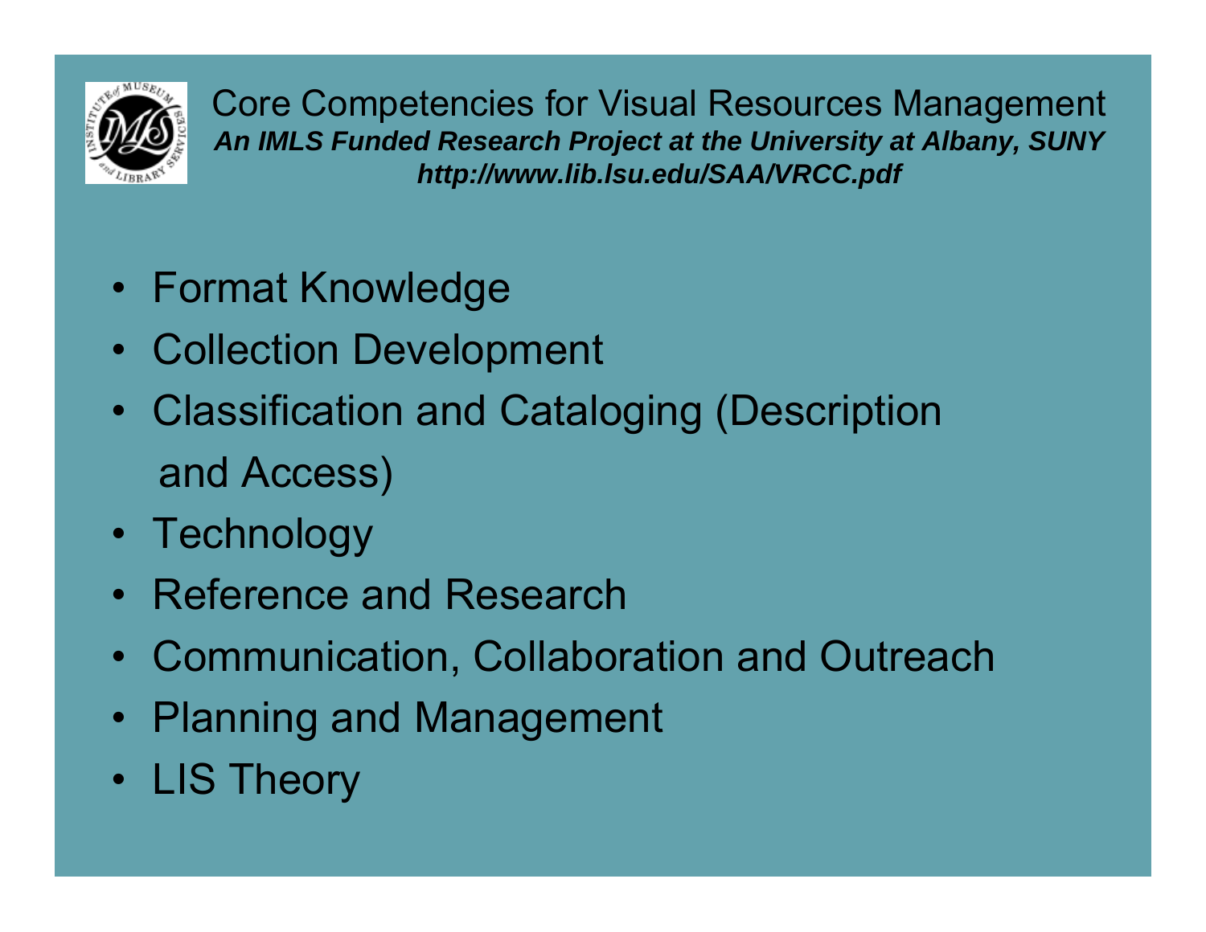# Core Competencies for Visual Resources Management

***An IMLS Funded Research Project at the University at Albany, SUNY***

***http://www.lib.lsu.edu/SAA/VRCC.pdf***

- Format Knowledge
- Collection Development
- Classification and Cataloging (Description and Access)
- Technology
- Reference and Research
- Communication, Collaboration and Outreach
- Planning and Management
- LIS Theory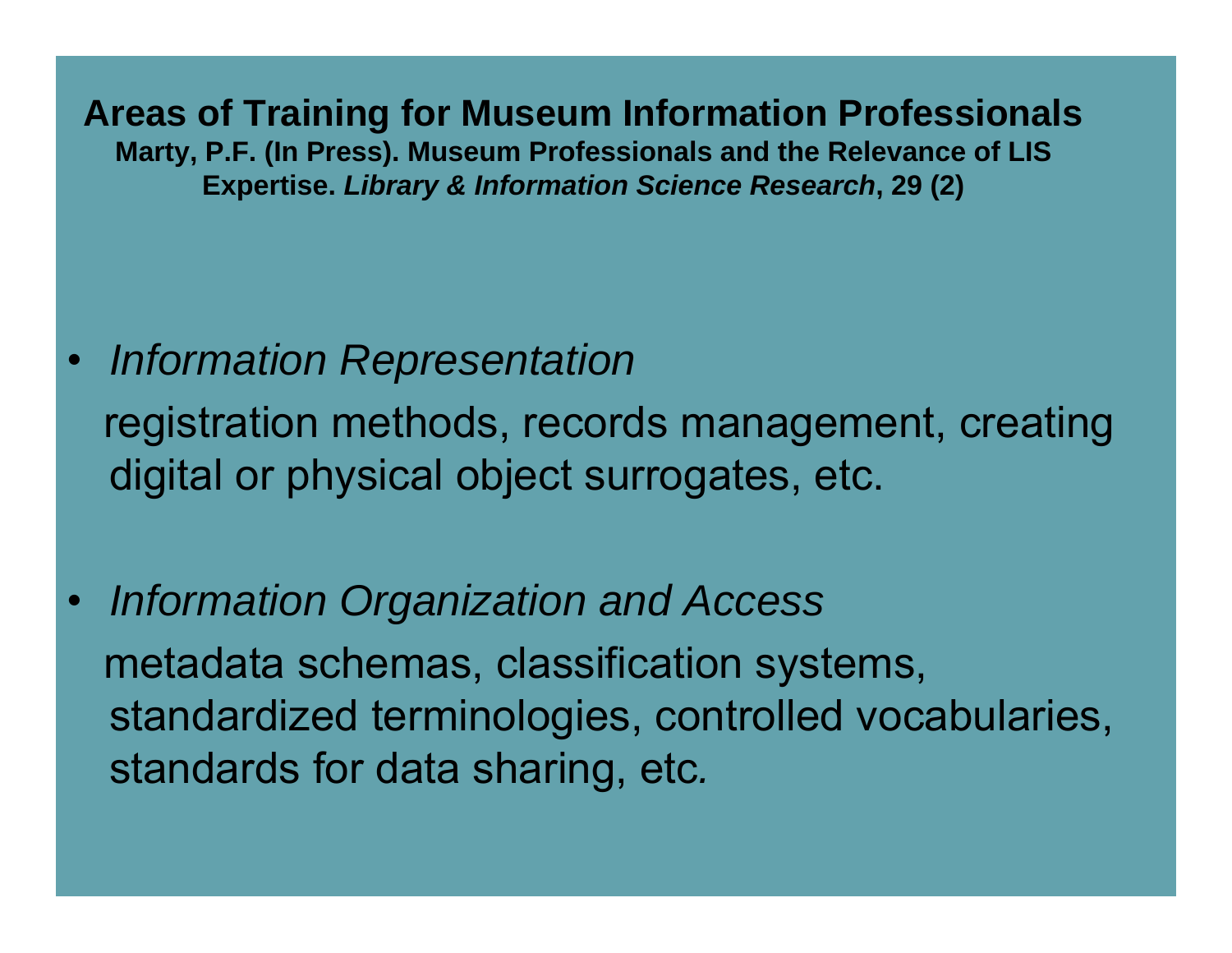## Areas of Training for Museum Information Professionals

**Marty, P.F. (In Press). Museum Professionals and the Relevance of LIS Expertise. *Library & Information Science Research*, 29 (2)**

- *Information Representation*

  registration methods, records management, creating digital or physical object surrogates, etc.

- *Information Organization and Access*

  metadata schemas, classification systems, standardized terminologies, controlled vocabularies, standards for data sharing, etc.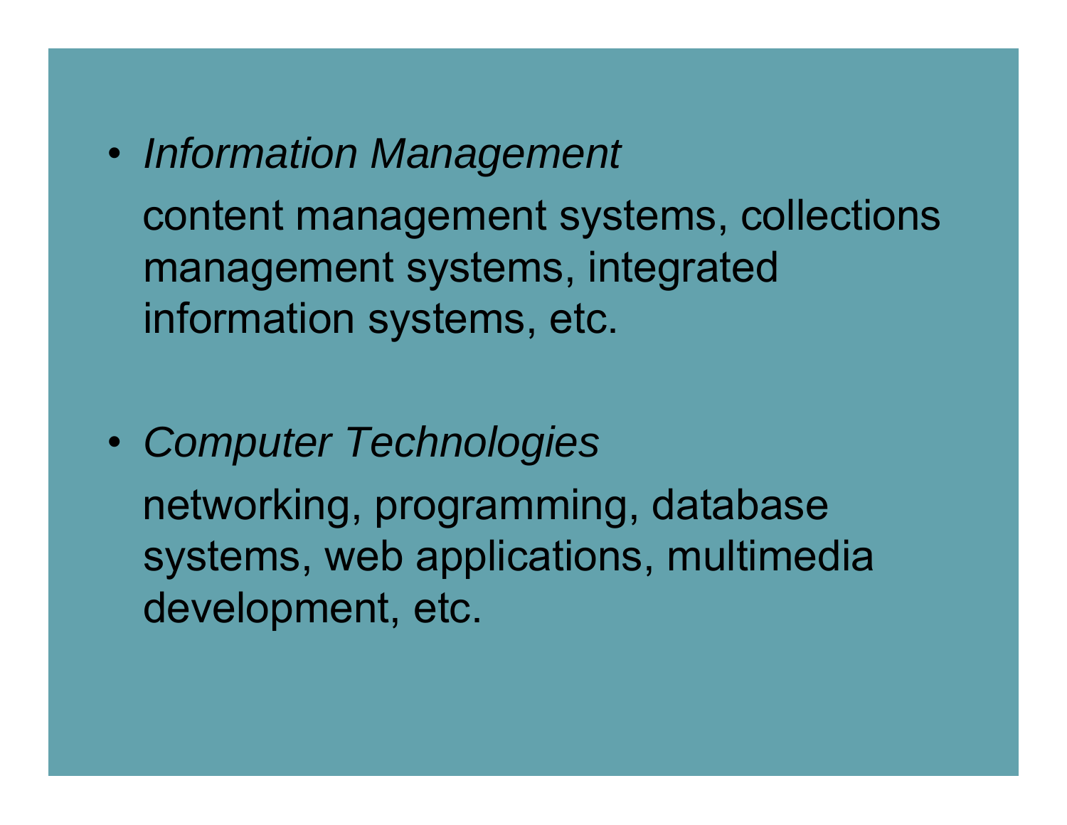- *Information Management*

  content management systems, collections management systems, integrated information systems, etc.

- *Computer Technologies*

  networking, programming, database systems, web applications, multimedia development, etc.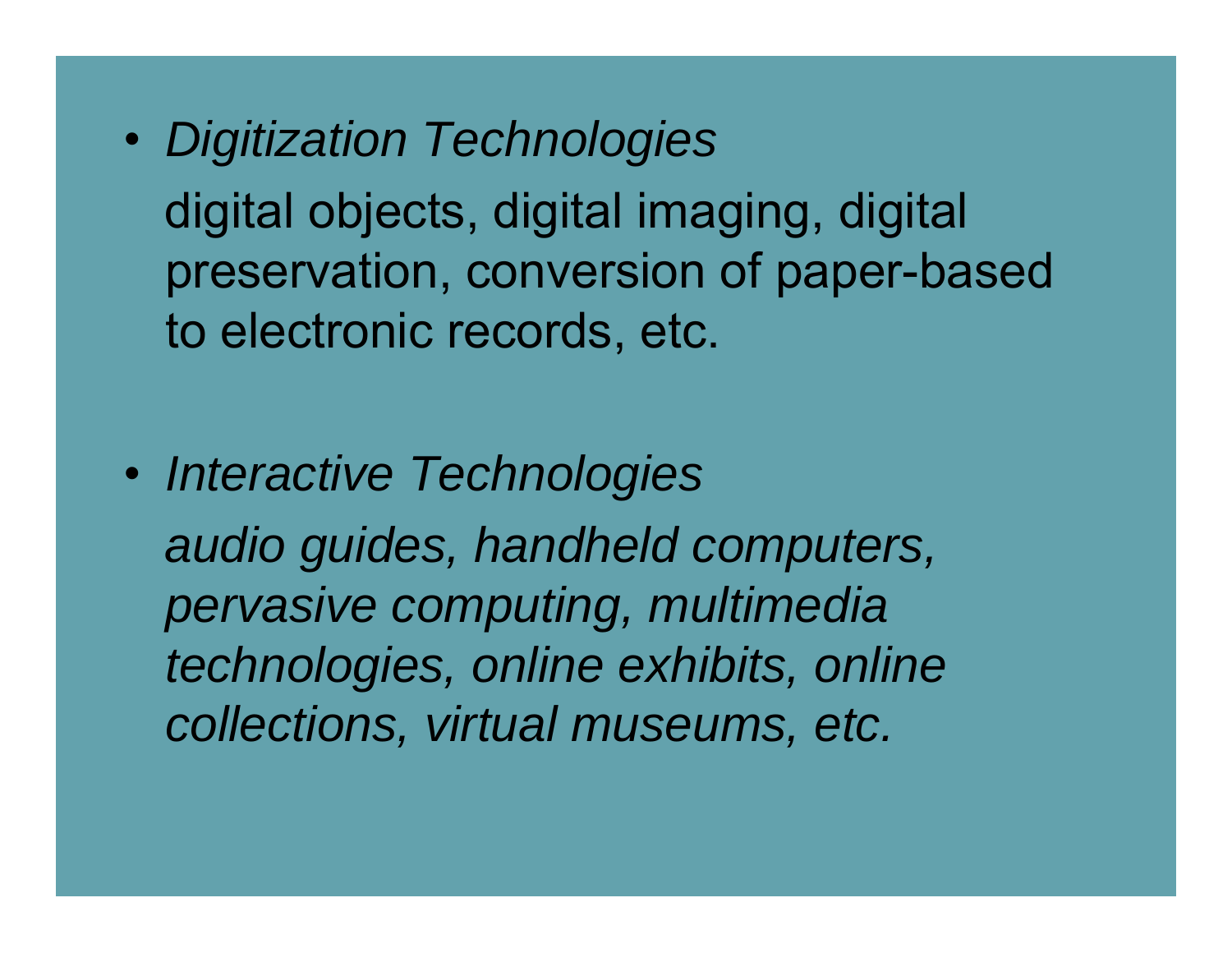- *Digitization Technologies*

  digital objects, digital imaging, digital preservation, conversion of paper-based to electronic records, etc.

- *Interactive Technologies*

  *audio guides, handheld computers, pervasive computing, multimedia technologies, online exhibits, online collections, virtual museums, etc.*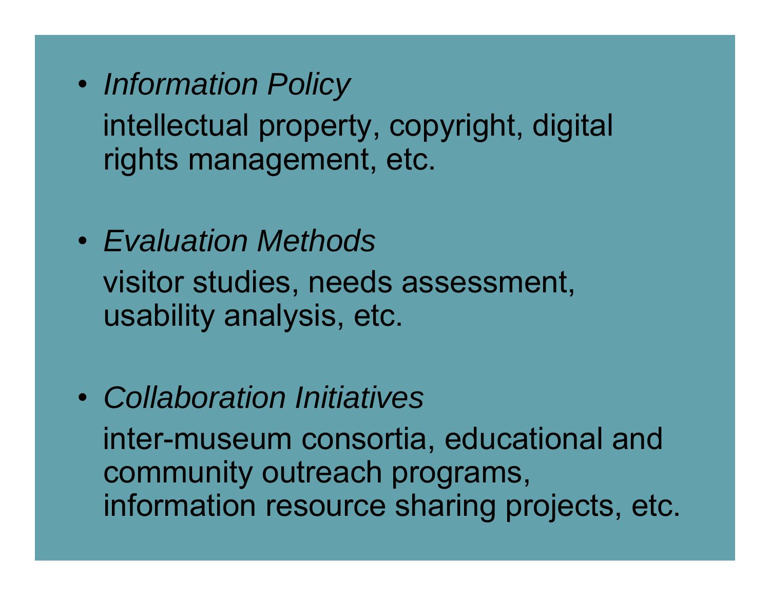- *Information Policy*

  intellectual property, copyright, digital rights management, etc.

- *Evaluation Methods*

  visitor studies, needs assessment, usability analysis, etc.

- *Collaboration Initiatives*

  inter-museum consortia, educational and community outreach programs, information resource sharing projects, etc.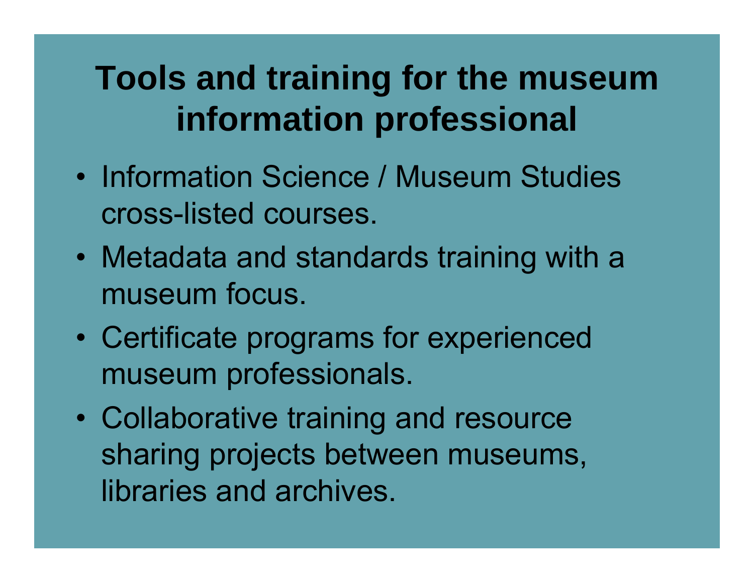# Tools and training for the museum information professional

- Information Science / Museum Studies cross-listed courses.
- Metadata and standards training with a museum focus.
- Certificate programs for experienced museum professionals.
- Collaborative training and resource sharing projects between museums, libraries and archives.